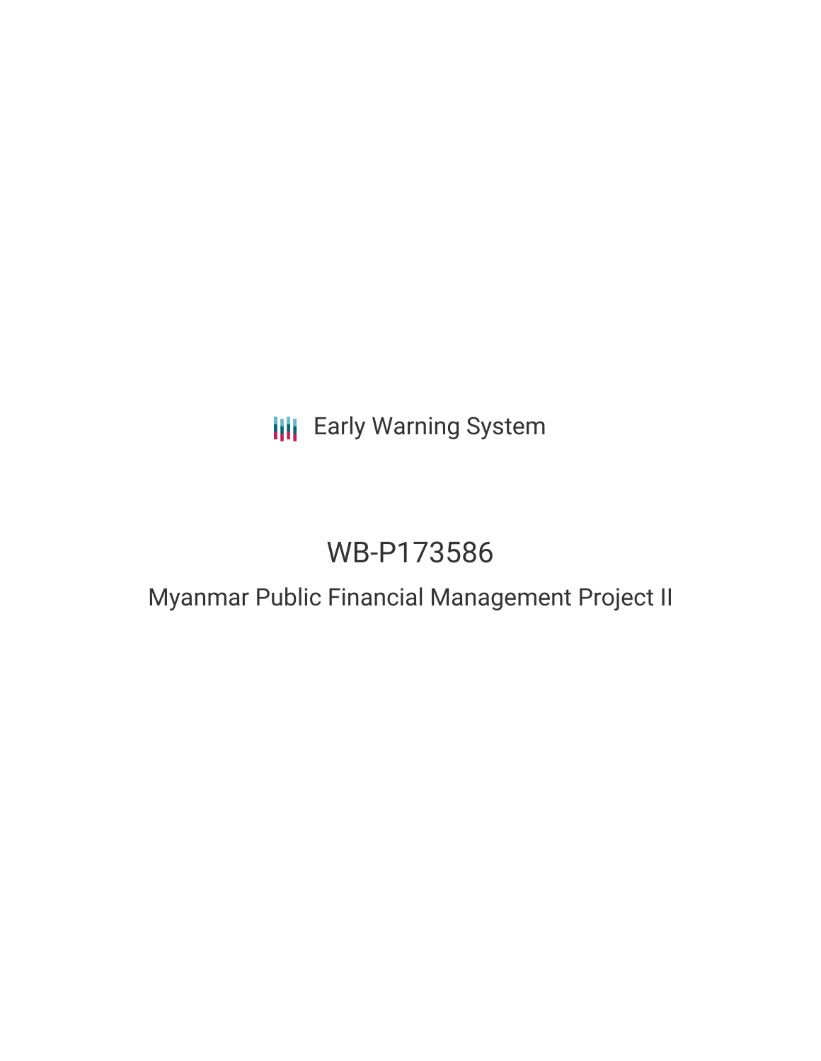Early Warning System

# WB-P173586

## Myanmar Public Financial Management Project II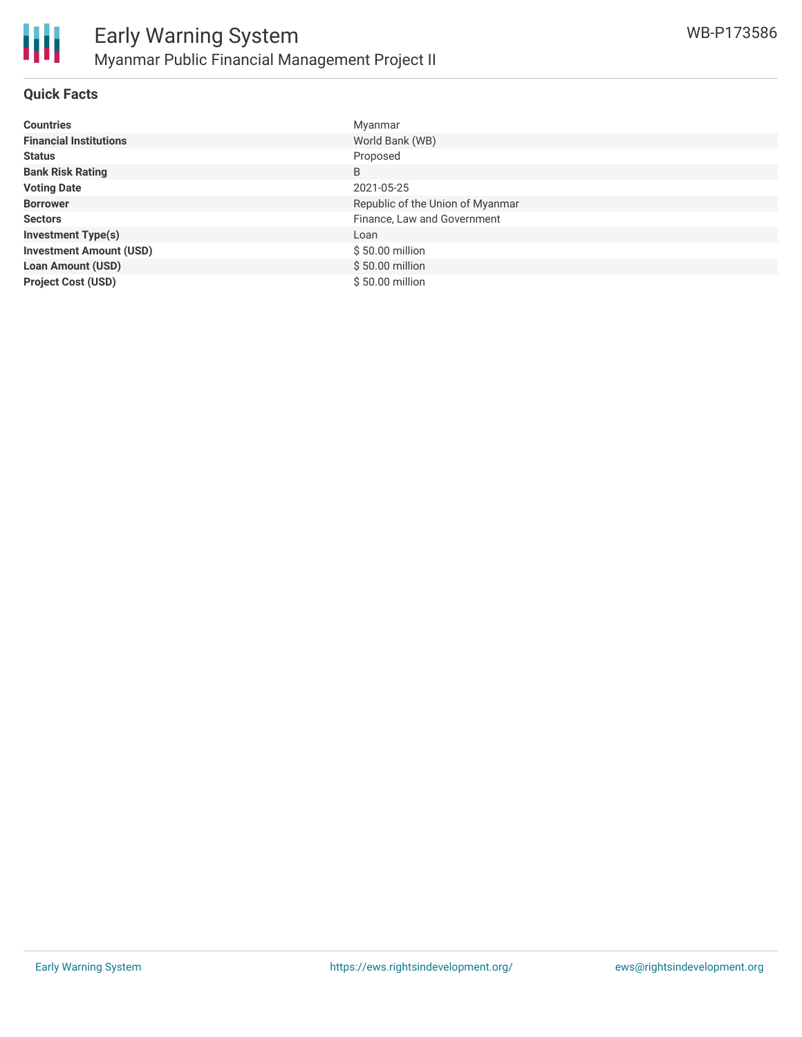## Quick Facts

| | |
|---|---|
| **Countries** | Myanmar |
| **Financial Institutions** | World Bank (WB) |
| **Status** | Proposed |
| **Bank Risk Rating** | B |
| **Voting Date** | 2021-05-25 |
| **Borrower** | Republic of the Union of Myanmar |
| **Sectors** | Finance, Law and Government |
| **Investment Type(s)** | Loan |
| **Investment Amount (USD)** | $ 50.00 million |
| **Loan Amount (USD)** | $ 50.00 million |
| **Project Cost (USD)** | $ 50.00 million |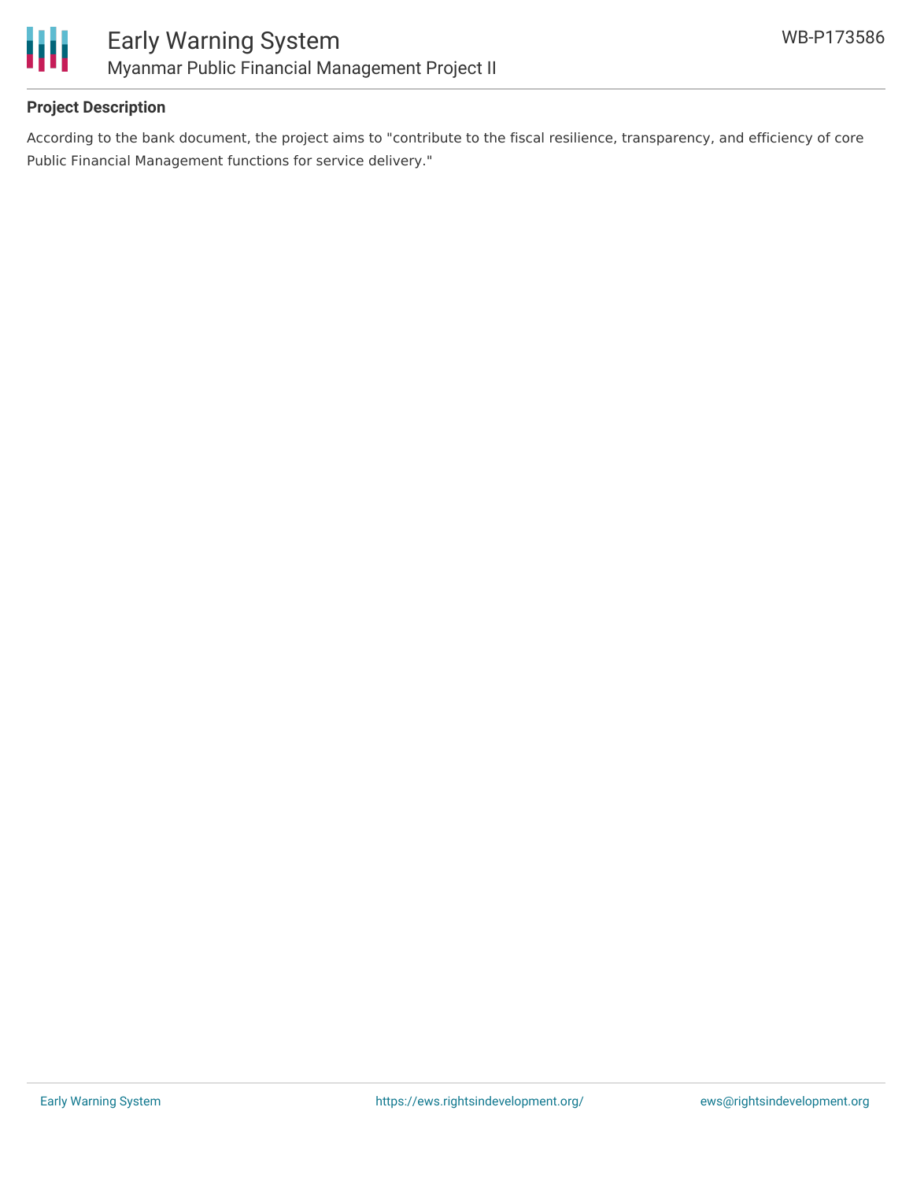**Project Description**

According to the bank document, the project aims to "contribute to the fiscal resilience, transparency, and efficiency of core Public Financial Management functions for service delivery."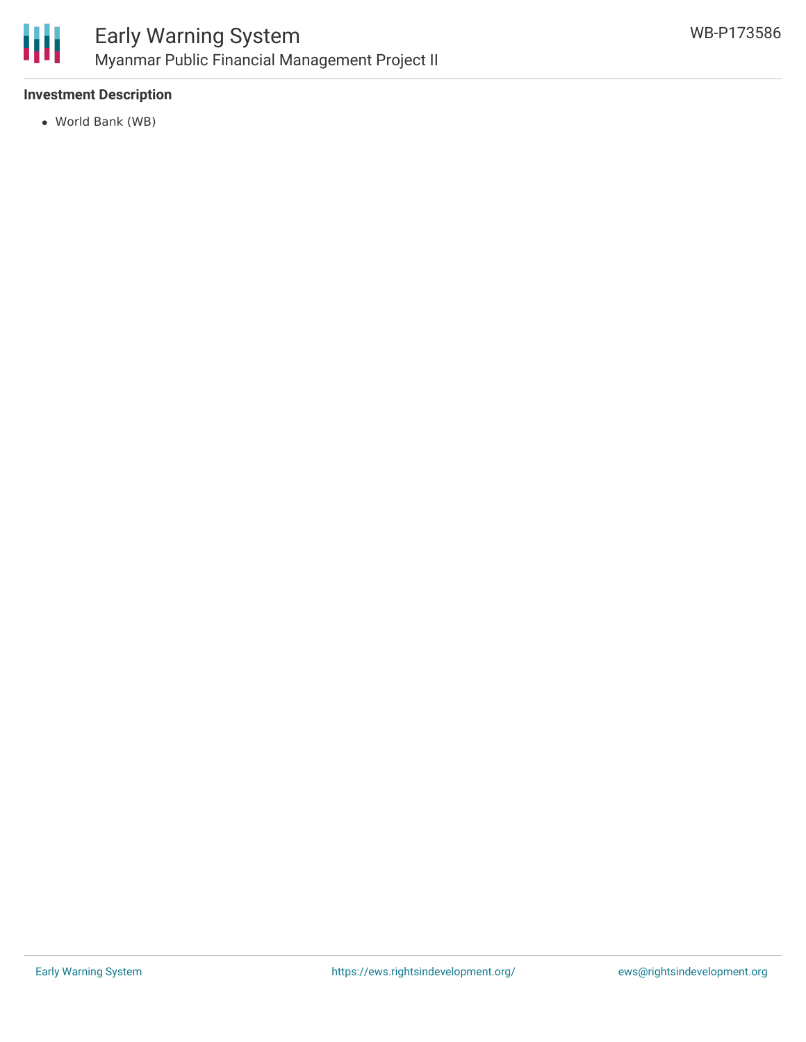**Investment Description**

- World Bank (WB)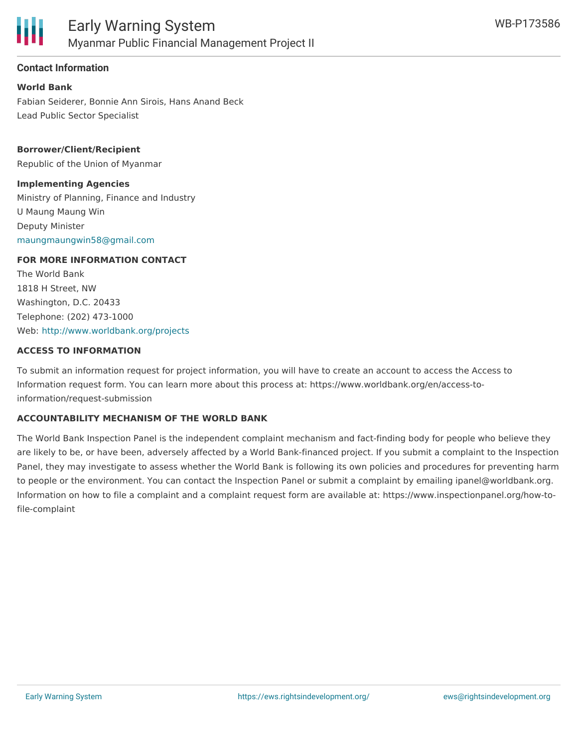## Contact Information

**World Bank**

Fabian Seiderer, Bonnie Ann Sirois, Hans Anand Beck
Lead Public Sector Specialist

**Borrower/Client/Recipient**

Republic of the Union of Myanmar

**Implementing Agencies**

Ministry of Planning, Finance and Industry
U Maung Maung Win
Deputy Minister
maungmaungwin58@gmail.com

**FOR MORE INFORMATION CONTACT**

The World Bank
1818 H Street, NW
Washington, D.C. 20433
Telephone: (202) 473-1000
Web: http://www.worldbank.org/projects

**ACCESS TO INFORMATION**

To submit an information request for project information, you will have to create an account to access the Access to Information request form. You can learn more about this process at: https://www.worldbank.org/en/access-to-information/request-submission

**ACCOUNTABILITY MECHANISM OF THE WORLD BANK**

The World Bank Inspection Panel is the independent complaint mechanism and fact-finding body for people who believe they are likely to be, or have been, adversely affected by a World Bank-financed project. If you submit a complaint to the Inspection Panel, they may investigate to assess whether the World Bank is following its own policies and procedures for preventing harm to people or the environment. You can contact the Inspection Panel or submit a complaint by emailing ipanel@worldbank.org. Information on how to file a complaint and a complaint request form are available at: https://www.inspectionpanel.org/how-to-file-complaint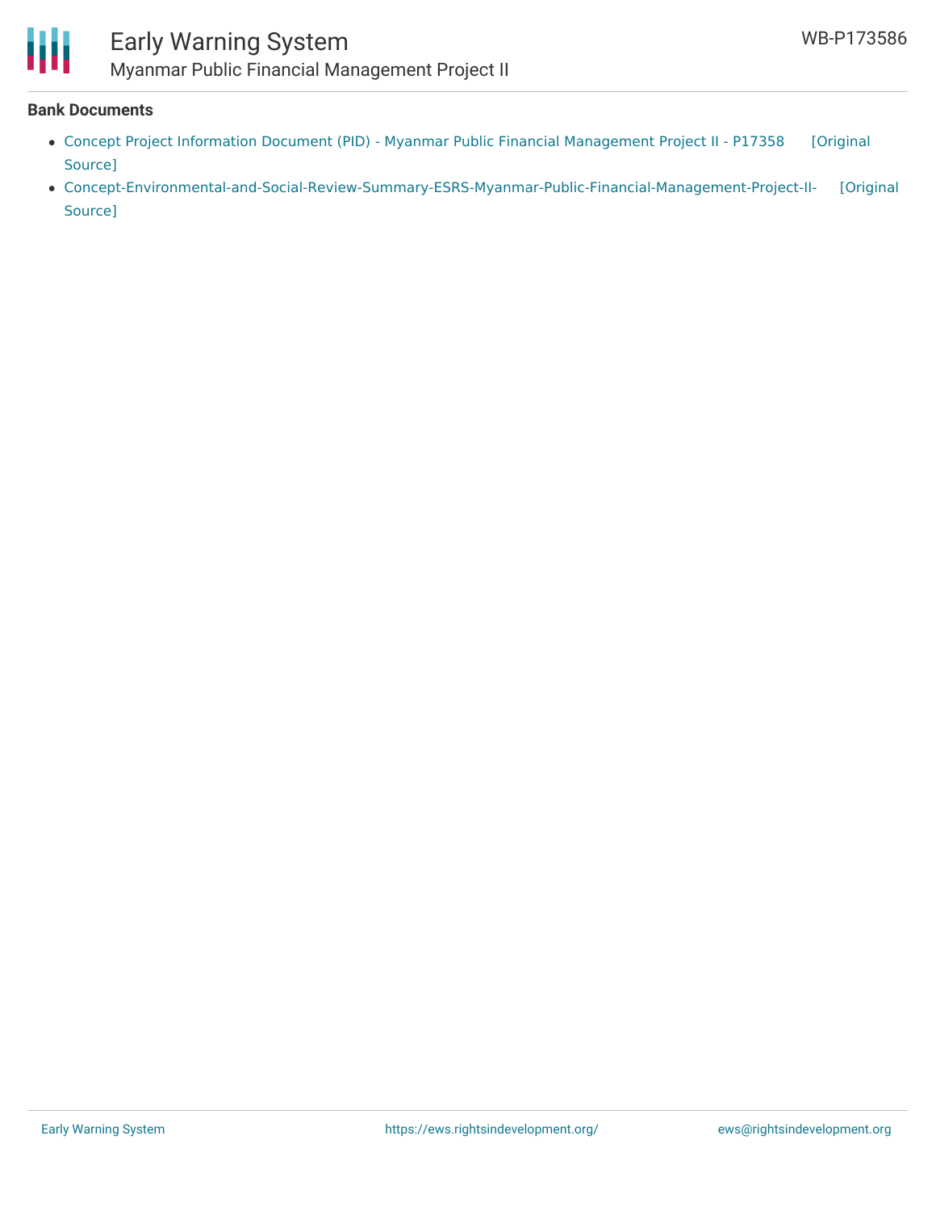**Bank Documents**

- Concept Project Information Document (PID) - Myanmar Public Financial Management Project II - P17358 [Original Source]
- Concept-Environmental-and-Social-Review-Summary-ESRS-Myanmar-Public-Financial-Management-Project-II- [Original Source]